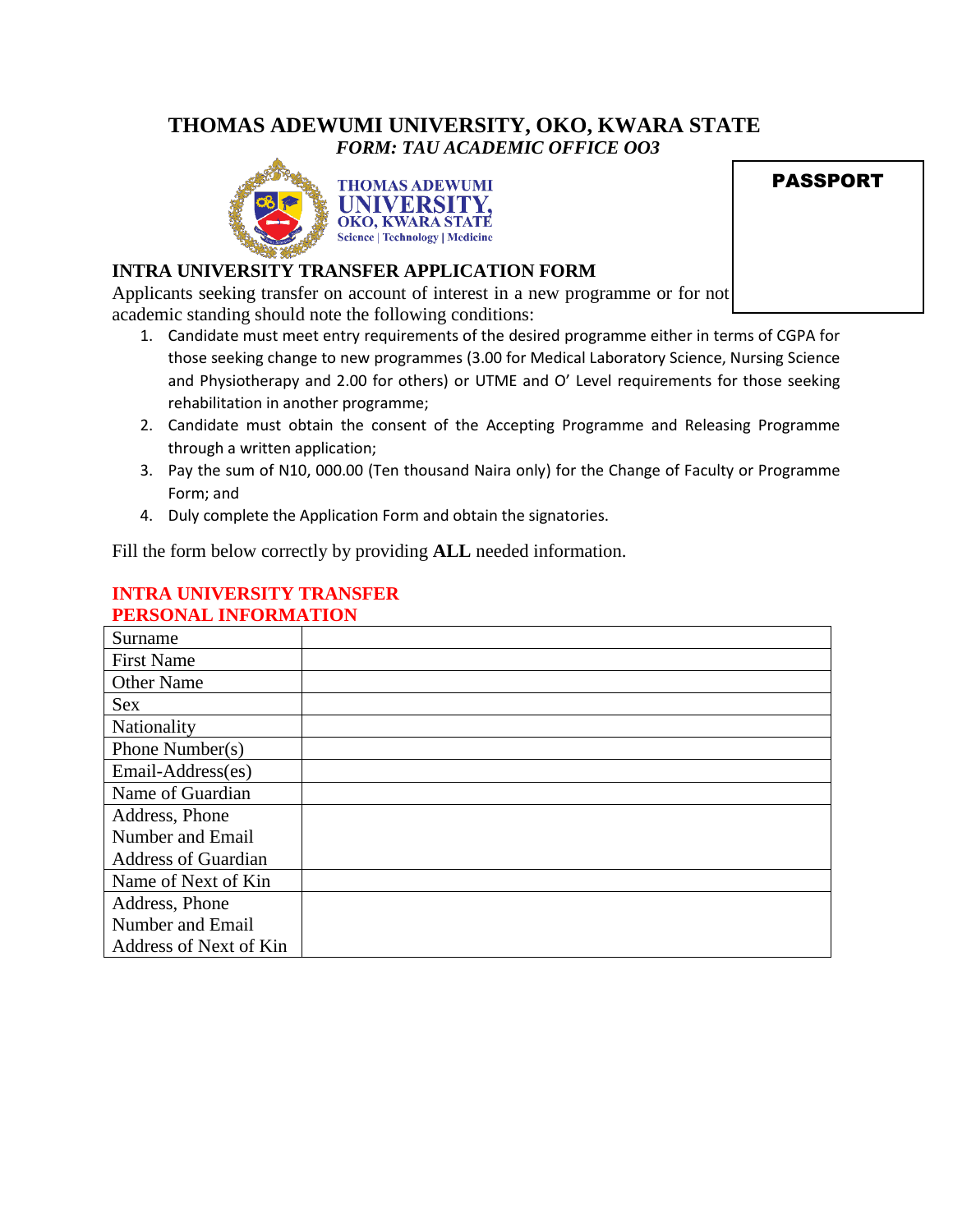# THOMAS ADEWUMI UNIVERSITY, OKO, KWARA STATE

*FORM: TAU ACADEMIC OFFICE OO3*

THOMAS ADEWUMI UNIVERSITY, OKO, KWARA STATE
Science | Technology | Medicine

**PASSPORT**

## INTRA UNIVERSITY TRANSFER APPLICATION FORM

Applicants seeking transfer on account of interest in a new programme or for not academic standing should note the following conditions:

1. Candidate must meet entry requirements of the desired programme either in terms of CGPA for those seeking change to new programmes (3.00 for Medical Laboratory Science, Nursing Science and Physiotherapy and 2.00 for others) or UTME and O' Level requirements for those seeking rehabilitation in another programme;
2. Candidate must obtain the consent of the Accepting Programme and Releasing Programme through a written application;
3. Pay the sum of N10, 000.00 (Ten thousand Naira only) for the Change of Faculty or Programme Form; and
4. Duly complete the Application Form and obtain the signatories.

Fill the form below correctly by providing **ALL** needed information.

### INTRA UNIVERSITY TRANSFER
### PERSONAL INFORMATION

| | |
|---|---|
| Surname | |
| First Name | |
| Other Name | |
| Sex | |
| Nationality | |
| Phone Number(s) | |
| Email-Address(es) | |
| Name of Guardian | |
| Address, Phone Number and Email Address of Guardian | |
| Name of Next of Kin | |
| Address, Phone Number and Email Address of Next of Kin | |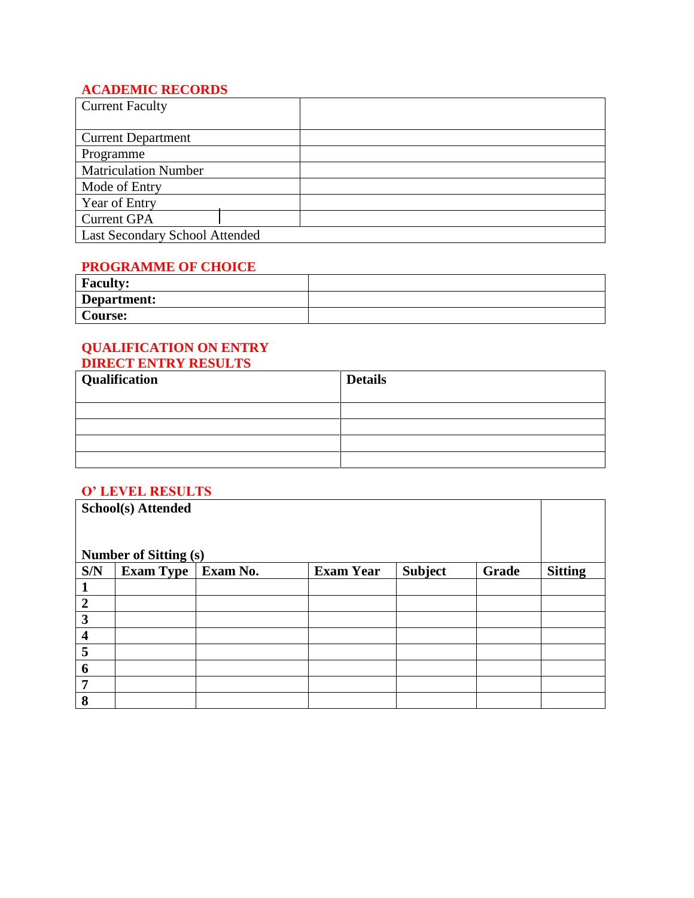## ACADEMIC RECORDS

| Current Faculty | |
|---|---|
| Current Department | |
| Programme | |
| Matriculation Number | |
| Mode of Entry | |
| Year of Entry | |
| Current GPA | |
| Last Secondary School Attended | |

## PROGRAMME OF CHOICE

| **Faculty:** | |
|---|---|
| **Department:** | |
| **Course:** | |

## QUALIFICATION ON ENTRY

## DIRECT ENTRY RESULTS

| **Qualification** | **Details** |
|---|---|
| | |
| | |
| | |
| | |

## O' LEVEL RESULTS

| **School(s) Attended**<br><br>**Number of Sitting (s)** | | | | | | |
|---|---|---|---|---|---|---|
| **S/N** | **Exam Type** | **Exam No.** | **Exam Year** | **Subject** | **Grade** | **Sitting** |
| **1** | | | | | | |
| **2** | | | | | | |
| **3** | | | | | | |
| **4** | | | | | | |
| **5** | | | | | | |
| **6** | | | | | | |
| **7** | | | | | | |
| **8** | | | | | | |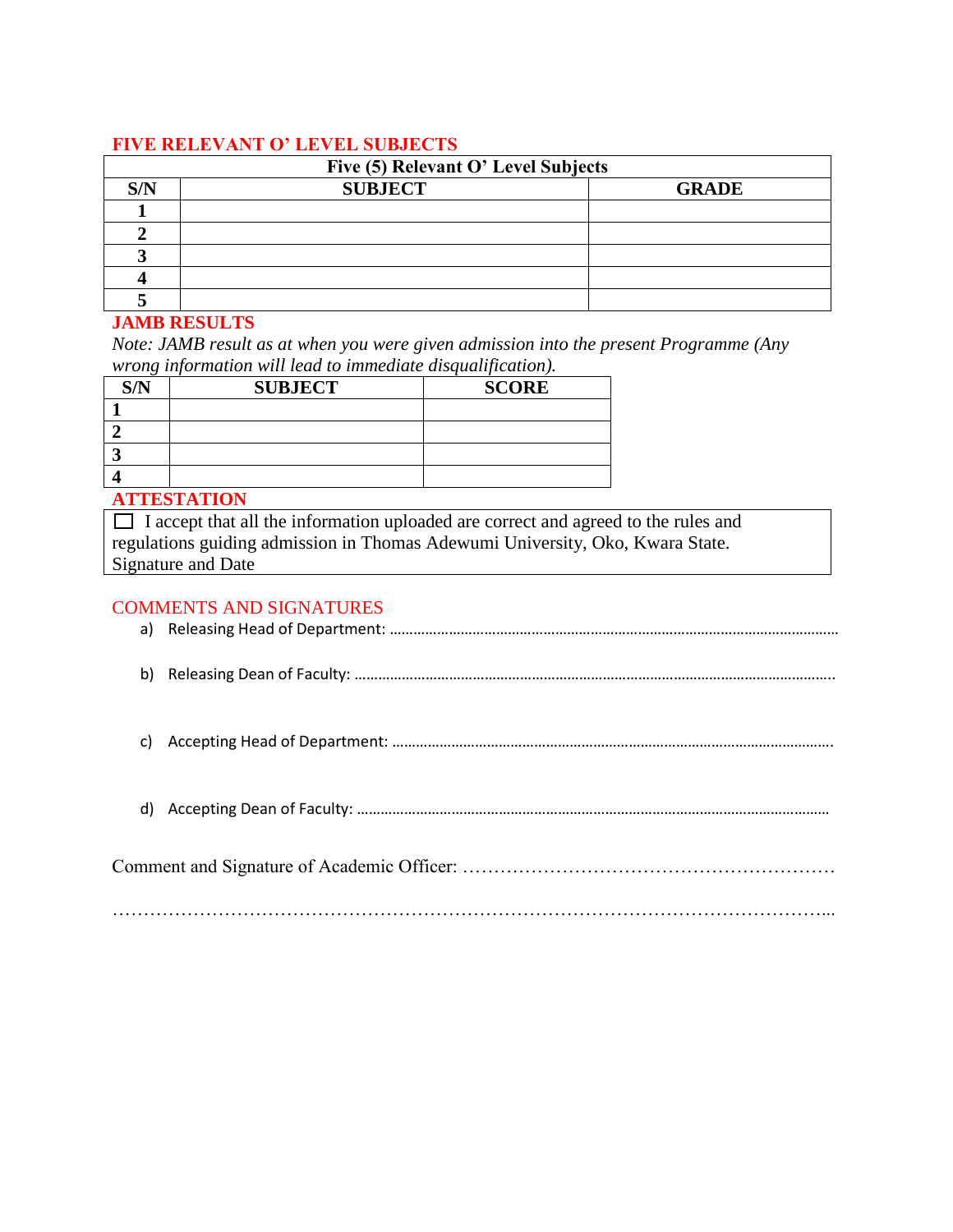## FIVE RELEVANT O' LEVEL SUBJECTS

| Five (5) Relevant O' Level Subjects | | |
|---|---|---|
| **S/N** | **SUBJECT** | **GRADE** |
| **1** | | |
| **2** | | |
| **3** | | |
| **4** | | |
| **5** | | |

## JAMB RESULTS

*Note: JAMB result as at when you were given admission into the present Programme (Any wrong information will lead to immediate disqualification).*

| S/N | SUBJECT | SCORE |
|---|---|---|
| **1** | | |
| **2** | | |
| **3** | | |
| **4** | | |

## ATTESTATION

☐ I accept that all the information uploaded are correct and agreed to the rules and regulations guiding admission in Thomas Adewumi University, Oko, Kwara State.
Signature and Date

## COMMENTS AND SIGNATURES

a) Releasing Head of Department: ………………………………………………………………………………………………

b) Releasing Dean of Faculty: ……………………………………………………………………………………………………

c) Accepting Head of Department: ……………………………………………………………………………………………

d) Accepting Dean of Faculty: …………………………………………………………………………………………………

Comment and Signature of Academic Officer: …………………………………………………

………………………………………………………………………………………………………...